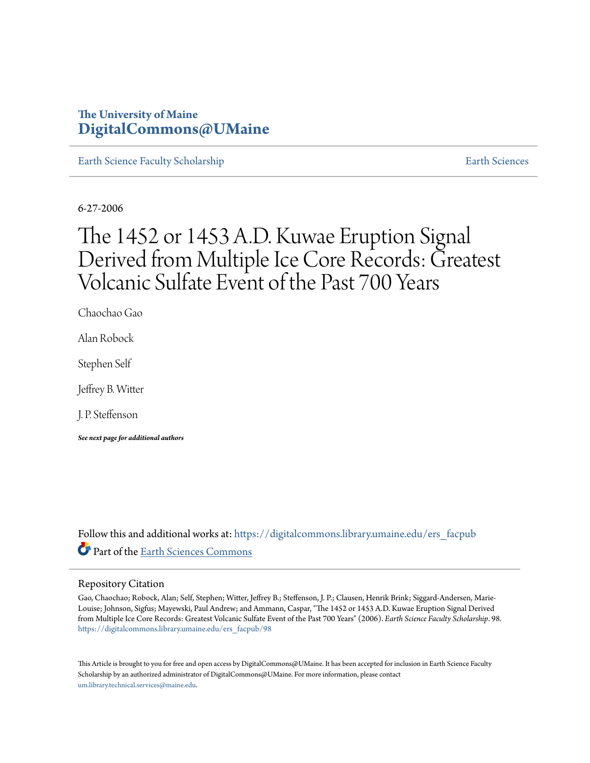The University of Maine
**DigitalCommons@UMaine**

Earth Science Faculty Scholarship | Earth Sciences

6-27-2006

# The 1452 or 1453 A.D. Kuwae Eruption Signal Derived from Multiple Ice Core Records: Greatest Volcanic Sulfate Event of the Past 700 Years

Chaochao Gao

Alan Robock

Stephen Self

Jeffrey B. Witter

J. P. Steffenson

***See next page for additional authors***

Follow this and additional works at: https://digitalcommons.library.umaine.edu/ers_facpub

Part of the Earth Sciences Commons

## Repository Citation

Gao, Chaochao; Robock, Alan; Self, Stephen; Witter, Jeffrey B.; Steffenson, J. P.; Clausen, Henrik Brink; Siggard-Andersen, Marie-Louise; Johnson, Sigfus; Mayewski, Paul Andrew; and Ammann, Caspar, "The 1452 or 1453 A.D. Kuwae Eruption Signal Derived from Multiple Ice Core Records: Greatest Volcanic Sulfate Event of the Past 700 Years" (2006). *Earth Science Faculty Scholarship*. 98.
https://digitalcommons.library.umaine.edu/ers_facpub/98

This Article is brought to you for free and open access by DigitalCommons@UMaine. It has been accepted for inclusion in Earth Science Faculty Scholarship by an authorized administrator of DigitalCommons@UMaine. For more information, please contact um.library.technical.services@maine.edu.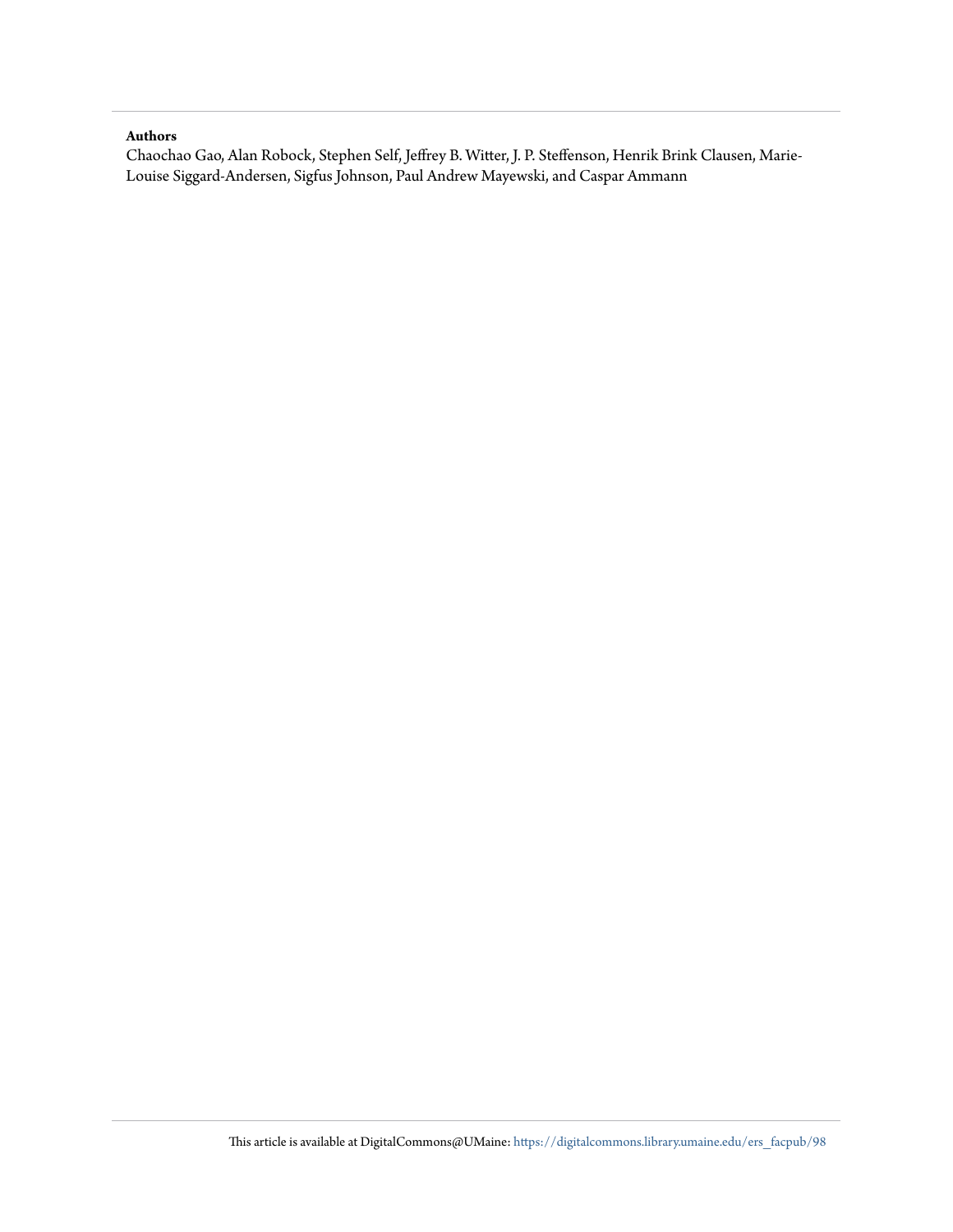**Authors**

Chaochao Gao, Alan Robock, Stephen Self, Jeffrey B. Witter, J. P. Steffenson, Henrik Brink Clausen, Marie-Louise Siggard-Andersen, Sigfus Johnson, Paul Andrew Mayewski, and Caspar Ammann

This article is available at DigitalCommons@UMaine: https://digitalcommons.library.umaine.edu/ers_facpub/98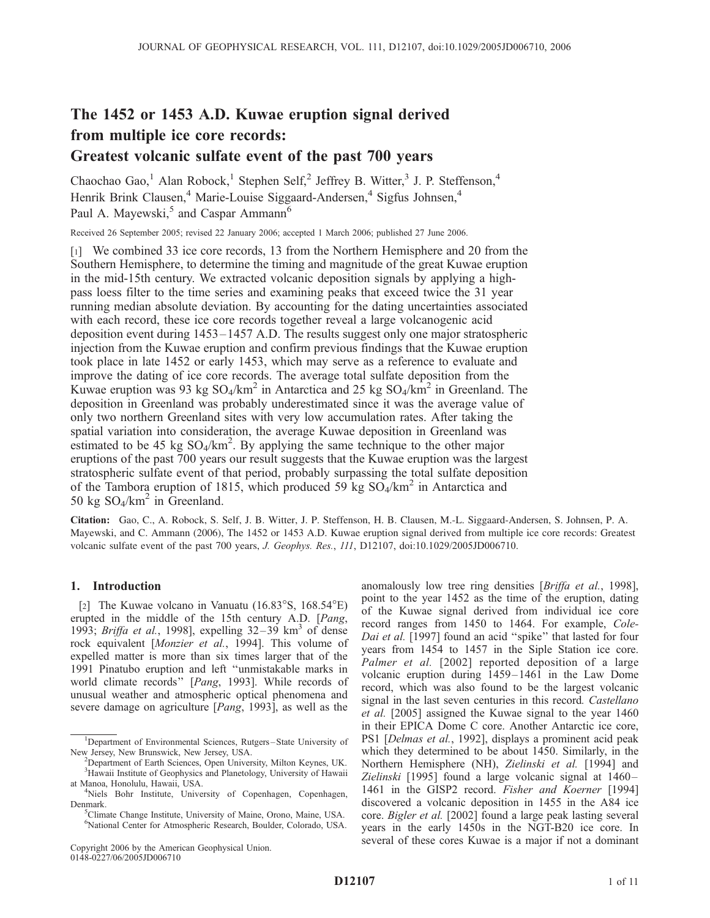# The 1452 or 1453 A.D. Kuwae eruption signal derived from multiple ice core records: Greatest volcanic sulfate event of the past 700 years

Chaochao Gao,[1] Alan Robock,[1] Stephen Self,[2] Jeffrey B. Witter,[3] J. P. Steffenson,[4] Henrik Brink Clausen,[4] Marie-Louise Siggaard-Andersen,[4] Sigfus Johnsen,[4] Paul A. Mayewski,[5] and Caspar Ammann[6]

Received 26 September 2005; revised 22 January 2006; accepted 1 March 2006; published 27 June 2006.

[1] We combined 33 ice core records, 13 from the Northern Hemisphere and 20 from the Southern Hemisphere, to determine the timing and magnitude of the great Kuwae eruption in the mid-15th century. We extracted volcanic deposition signals by applying a high-pass loess filter to the time series and examining peaks that exceed twice the 31 year running median absolute deviation. By accounting for the dating uncertainties associated with each record, these ice core records together reveal a large volcanogenic acid deposition event during 1453–1457 A.D. The results suggest only one major stratospheric injection from the Kuwae eruption and confirm previous findings that the Kuwae eruption took place in late 1452 or early 1453, which may serve as a reference to evaluate and improve the dating of ice core records. The average total sulfate deposition from the Kuwae eruption was 93 kg $SO_4/km^2$ in Antarctica and 25 kg $SO_4/km^2$ in Greenland. The deposition in Greenland was probably underestimated since it was the average value of only two northern Greenland sites with very low accumulation rates. After taking the spatial variation into consideration, the average Kuwae deposition in Greenland was estimated to be 45 kg $SO_4/km^2$. By applying the same technique to the other major eruptions of the past 700 years our result suggests that the Kuwae eruption was the largest stratospheric sulfate event of that period, probably surpassing the total sulfate deposition of the Tambora eruption of 1815, which produced 59 kg $SO_4/km^2$ in Antarctica and 50 kg $SO_4/km^2$ in Greenland.

**Citation:** Gao, C., A. Robock, S. Self, J. B. Witter, J. P. Steffenson, H. B. Clausen, M.-L. Siggaard-Andersen, S. Johnsen, P. A. Mayewski, and C. Ammann (2006), The 1452 or 1453 A.D. Kuwae eruption signal derived from multiple ice core records: Greatest volcanic sulfate event of the past 700 years, *J. Geophys. Res.*, *111*, D12107, doi:10.1029/2005JD006710.

## 1. Introduction

[2] The Kuwae volcano in Vanuatu (16.83°S, 168.54°E) erupted in the middle of the 15th century A.D. [*Pang*, 1993; *Briffa et al.*, 1998], expelling 32–39 $km^3$ of dense rock equivalent [*Monzier et al.*, 1994]. This volume of expelled matter is more than six times larger that of the 1991 Pinatubo eruption and left "unmistakable marks in world climate records" [*Pang*, 1993]. While records of unusual weather and atmospheric optical phenomena and severe damage on agriculture [*Pang*, 1993], as well as the anomalously low tree ring densities [*Briffa et al.*, 1998], point to the year 1452 as the time of the eruption, dating of the Kuwae signal derived from individual ice core record ranges from 1450 to 1464. For example, *Cole-Dai et al.* [1997] found an acid "spike" that lasted for four years from 1454 to 1457 in the Siple Station ice core. *Palmer et al.* [2002] reported deposition of a large volcanic eruption during 1459–1461 in the Law Dome record, which was also found to be the largest volcanic signal in the last seven centuries in this record. *Castellano et al.* [2005] assigned the Kuwae signal to the year 1460 in their EPICA Dome C core. Another Antarctic ice core, PS1 [*Delmas et al.*, 1992], displays a prominent acid peak which they determined to be about 1450. Similarly, in the Northern Hemisphere (NH), *Zielinski et al.* [1994] and *Zielinski* [1995] found a large volcanic signal at 1460–1461 in the GISP2 record. *Fisher and Koerner* [1994] discovered a volcanic deposition in 1455 in the A84 ice core. *Bigler et al.* [2002] found a large peak lasting several years in the early 1450s in the NGT-B20 ice core. In several of these cores Kuwae is a major if not a dominant

[1] Department of Environmental Sciences, Rutgers–State University of New Jersey, New Brunswick, New Jersey, USA.
[2] Department of Earth Sciences, Open University, Milton Keynes, UK.
[3] Hawaii Institute of Geophysics and Planetology, University of Hawaii at Manoa, Honolulu, Hawaii, USA.
[4] Niels Bohr Institute, University of Copenhagen, Copenhagen, Denmark.
[5] Climate Change Institute, University of Maine, Orono, Maine, USA.
[6] National Center for Atmospheric Research, Boulder, Colorado, USA.

Copyright 2006 by the American Geophysical Union.
0148-0227/06/2005JD006710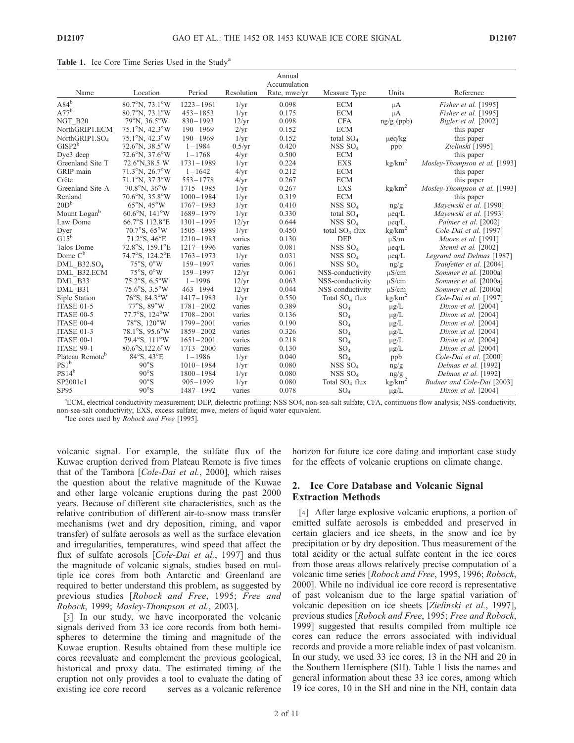**Table 1.** Ice Core Time Series Used in the Study[a]

| Name | Location | Period | Resolution | Annual Accumulation Rate, mwe/yr | Measure Type | Units | Reference |
|---|---|---|---|---|---|---|---|
| A84[b] | 80.7°N, 73.1°W | 1223–1961 | 1/yr | 0.098 | ECM | μA | *Fisher et al.* [1995] |
| A77[b] | 80.7°N, 73.1°W | 453–1853 | 1/yr | 0.175 | ECM | μA | *Fisher et al.* [1995] |
| NGT_B20 | 79°N, 36.5°W | 830–1993 | 12/yr | 0.098 | CFA | ng/g (ppb) | *Bigler et al.* [2002] |
| NorthGRIP1.ECM | 75.1°N, 42.3°W | 190–1969 | 2/yr | 0.152 | ECM | | this paper |
| NorthGRIP1.$SO_4$ | 75.1°N, 42.3°W | 190–1969 | 1/yr | 0.152 | total $SO_4$ | μeq/kg | this paper |
| GISP2[b] | 72.6°N, 38.5°W | 1–1984 | 0.5/yr | 0.420 | NSS $SO_4$ | ppb | *Zielinski* [1995] |
| Dye3 deep | 72.6°N, 37.6°W | 1–1768 | 4/yr | 0.500 | ECM | | this paper |
| Greenland Site T | 72.6°N,38.5 W | 1731–1989 | 1/yr | 0.224 | EXS | $kg/km^2$ | *Mosley-Thompson et al.* [1993] |
| GRIP main | 71.3°N, 26.7°W | 1–1642 | 4/yr | 0.212 | ECM | | this paper |
| Crête | 71.1°N, 37.3°W | 553–1778 | 4/yr | 0.267 | ECM | | this paper |
| Greenland Site A | 70.8°N, 36°W | 1715–1985 | 1/yr | 0.267 | EXS | $kg/km^2$ | *Mosley-Thompson et al.* [1993] |
| Renland | 70.6°N, 35.8°W | 1000–1984 | 1/yr | 0.319 | ECM | | this paper |
| 20D[b] | 65°N, 45°W | 1767–1983 | 1/yr | 0.410 | NSS $SO_4$ | ng/g | *Mayewski et al.* [1990] |
| Mount Logan[b] | 60.6°N, 141°W | 1689–1979 | 1/yr | 0.330 | total $SO_4$ | μeq/L | *Mayewski et al.* [1993] |
| Law Dome | 66.7°S 112.8°E | 1301–1995 | 12/yr | 0.644 | NSS $SO_4$ | μeq/L | *Palmer et al.* [2002] |
| Dyer | 70.7°S, 65°W | 1505–1989 | 1/yr | 0.450 | total $SO_4$ flux | $kg/km^2$ | *Cole-Dai et al.* [1997] |
| G15[b] | 71.2°S, 46°E | 1210–1983 | varies | 0.130 | DEP | μS/m | *Moore et al.* [1991] |
| Talos Dome | 72.8°S, 159.1°E | 1217–1996 | varies | 0.081 | NSS $SO_4$ | μeq/L | *Stenni et al.* [2002] |
| Dome C[b] | 74.7°S, 124.2°E | 1763–1973 | 1/yr | 0.031 | NSS $SO_4$ | μeq/L | *Legrand and Delmas* [1987] |
| DML_B32.$SO_4$ | 75°S, 0°W | 159–1997 | varies | 0.061 | NSS $SO_4$ | ng/g | *Traufetter et al.* [2004] |
| DML_B32.ECM | 75°S, 0°W | 159–1997 | 12/yr | 0.061 | NSS-conductivity | μS/cm | *Sommer et al.* [2000a] |
| DML_B33 | 75.2°S, 6.5°W | 1–1996 | 12/yr | 0.063 | NSS-conductivity | μS/cm | *Sommer et al.* [2000a] |
| DML_B31 | 75.6°S, 3.5°W | 463–1994 | 12/yr | 0.044 | NSS-conductivity | μS/cm | *Sommer et al.* [2000a] |
| Siple Station | 76°S, 84.3°W | 1417–1983 | 1/yr | 0.550 | Total $SO_4$ flux | $kg/km^2$ | *Cole-Dai et al.* [1997] |
| ITASE 01-5 | 77°S, 89°W | 1781–2002 | varies | 0.389 | $SO_4$ | μg/L | *Dixon et al.* [2004] |
| ITASE 00-5 | 77.7°S, 124°W | 1708–2001 | varies | 0.136 | $SO_4$ | μg/L | *Dixon et al.* [2004] |
| ITASE 00-4 | 78°S, 120°W | 1799–2001 | varies | 0.190 | $SO_4$ | μg/L | *Dixon et al.* [2004] |
| ITASE 01-3 | 78.1°S, 95.6°W | 1859–2002 | varies | 0.326 | $SO_4$ | μg/L | *Dixon et al.* [2004] |
| ITASE 00-1 | 79.4°S, 111°W | 1651–2001 | varies | 0.218 | $SO_4$ | μg/L | *Dixon et al.* [2004] |
| ITASE 99-1 | 80.6°S,122.6°W | 1713–2000 | varies | 0.130 | $SO_4$ | μg/L | *Dixon et al.* [2004] |
| Plateau Remote[b] | 84°S, 43°E | 1–1986 | 1/yr | 0.040 | $SO_4$ | ppb | *Cole-Dai et al.* [2000] |
| PS1[b] | 90°S | 1010–1984 | 1/yr | 0.080 | NSS $SO_4$ | ng/g | *Delmas et al.* [1992] |
| PS14[b] | 90°S | 1800–1984 | 1/yr | 0.080 | NSS $SO_4$ | ng/g | *Delmas et al.* [1992] |
| SP2001c1 | 90°S | 905–1999 | 1/yr | 0.080 | Total $SO_4$ flux | $kg/km^2$ | *Budner and Cole-Dai* [2003] |
| SP95 | 90°S | 1487–1992 | varies | 0.078 | $SO_4$ | μg/L | *Dixon et al.* [2004] |

[a]ECM, electrical conductivity measurement; DEP, dielectric profiling; NSS SO4, non-sea-salt sulfate; CFA, continuous flow analysis; NSS-conductivity, non-sea-salt conductivity; EXS, excess sulfate; mwe, meters of liquid water equivalent.

[b]Ice cores used by *Robock and Free* [1995].

volcanic signal. For example, the sulfate flux of the Kuwae eruption derived from Plateau Remote is five times that of the Tambora [*Cole-Dai et al.*, 2000], which raises the question about the relative magnitude of the Kuwae and other large volcanic eruptions during the past 2000 years. Because of different site characteristics, such as the relative contribution of different air-to-snow mass transfer mechanisms (wet and dry deposition, riming, and vapor transfer) of sulfate aerosols as well as the surface elevation and irregularities, temperatures, wind speed that affect the flux of sulfate aerosols [*Cole-Dai et al.*, 1997] and thus the magnitude of volcanic signals, studies based on multiple ice cores from both Antarctic and Greenland are required to better understand this problem, as suggested by previous studies [*Robock and Free*, 1995; *Free and Robock*, 1999; *Mosley-Thompson et al.*, 2003].

[3] In our study, we have incorporated the volcanic signals derived from 33 ice core records from both hemispheres to determine the timing and magnitude of the Kuwae eruption. Results obtained from these multiple ice cores reevaluate and complement the previous geological, historical and proxy data. The estimated timing of the eruption not only provides a tool to evaluate the dating of existing ice core record serves as a volcanic reference horizon for future ice core dating and important case study for the effects of volcanic eruptions on climate change.

## 2. Ice Core Database and Volcanic Signal Extraction Methods

[4] After large explosive volcanic eruptions, a portion of emitted sulfate aerosols is embedded and preserved in certain glaciers and ice sheets, in the snow and ice by precipitation or by dry deposition. Thus measurement of the total acidity or the actual sulfate content in the ice cores from those areas allows relatively precise computation of a volcanic time series [*Robock and Free*, 1995, 1996; *Robock*, 2000]. While no individual ice core record is representative of past volcanism due to the large spatial variation of volcanic deposition on ice sheets [*Zielinski et al.*, 1997], previous studies [*Robock and Free*, 1995; *Free and Robock*, 1999] suggested that results compiled from multiple ice cores can reduce the errors associated with individual records and provide a more reliable index of past volcanism. In our study, we used 33 ice cores, 13 in the NH and 20 in the Southern Hemisphere (SH). Table 1 lists the names and general information about these 33 ice cores, among which 19 ice cores, 10 in the SH and nine in the NH, contain data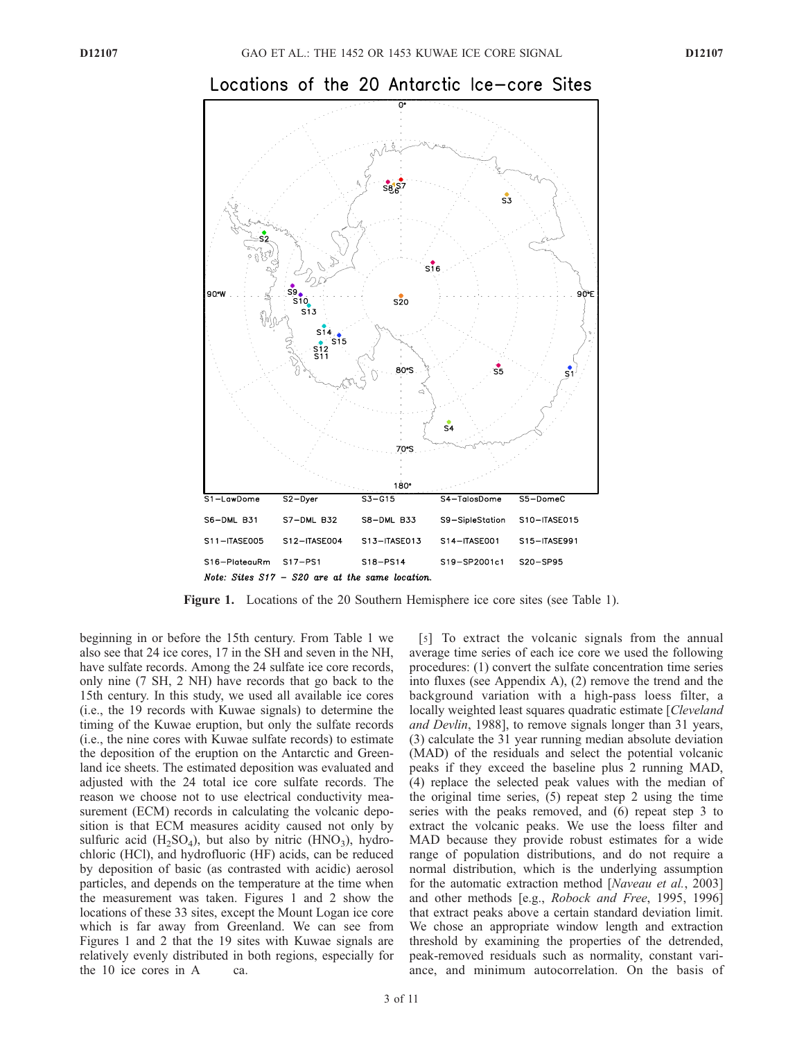Figure 1. Locations of the 20 Southern Hemisphere ice core sites (see Table 1).

beginning in or before the 15th century. From Table 1 we also see that 24 ice cores, 17 in the SH and seven in the NH, have sulfate records. Among the 24 sulfate ice core records, only nine (7 SH, 2 NH) have records that go back to the 15th century. In this study, we used all available ice cores (i.e., the 19 records with Kuwae signals) to determine the timing of the Kuwae eruption, but only the sulfate records (i.e., the nine cores with Kuwae sulfate records) to estimate the deposition of the eruption on the Antarctic and Greenland ice sheets. The estimated deposition was evaluated and adjusted with the 24 total ice core sulfate records. The reason we choose not to use electrical conductivity measurement (ECM) records in calculating the volcanic deposition is that ECM measures acidity caused not only by sulfuric acid ($H_2SO_4$), but also by nitric ($HNO_3$), hydrochloric (HCl), and hydrofluoric (HF) acids, can be reduced by deposition of basic (as contrasted with acidic) aerosol particles, and depends on the temperature at the time when the measurement was taken. Figures 1 and 2 show the locations of these 33 sites, except the Mount Logan ice core which is far away from Greenland. We can see from Figures 1 and 2 that the 19 sites with Kuwae signals are relatively evenly distributed in both regions, especially for the 10 ice cores in Antarctica.

[5] To extract the volcanic signals from the annual average time series of each ice core we used the following procedures: (1) convert the sulfate concentration time series into fluxes (see Appendix A), (2) remove the trend and the background variation with a high-pass loess filter, a locally weighted least squares quadratic estimate [*Cleveland and Devlin*, 1988], to remove signals longer than 31 years, (3) calculate the 31 year running median absolute deviation (MAD) of the residuals and select the potential volcanic peaks if they exceed the baseline plus 2 running MAD, (4) replace the selected peak values with the median of the original time series, (5) repeat step 2 using the time series with the peaks removed, and (6) repeat step 3 to extract the volcanic peaks. We use the loess filter and MAD because they provide robust estimates for a wide range of population distributions, and do not require a normal distribution, which is the underlying assumption for the automatic extraction method [*Naveau et al.*, 2003] and other methods [e.g., *Robock and Free*, 1995, 1996] that extract peaks above a certain standard deviation limit. We chose an appropriate window length and extraction threshold by examining the properties of the detrended, peak-removed residuals such as normality, constant variance, and minimum autocorrelation. On the basis of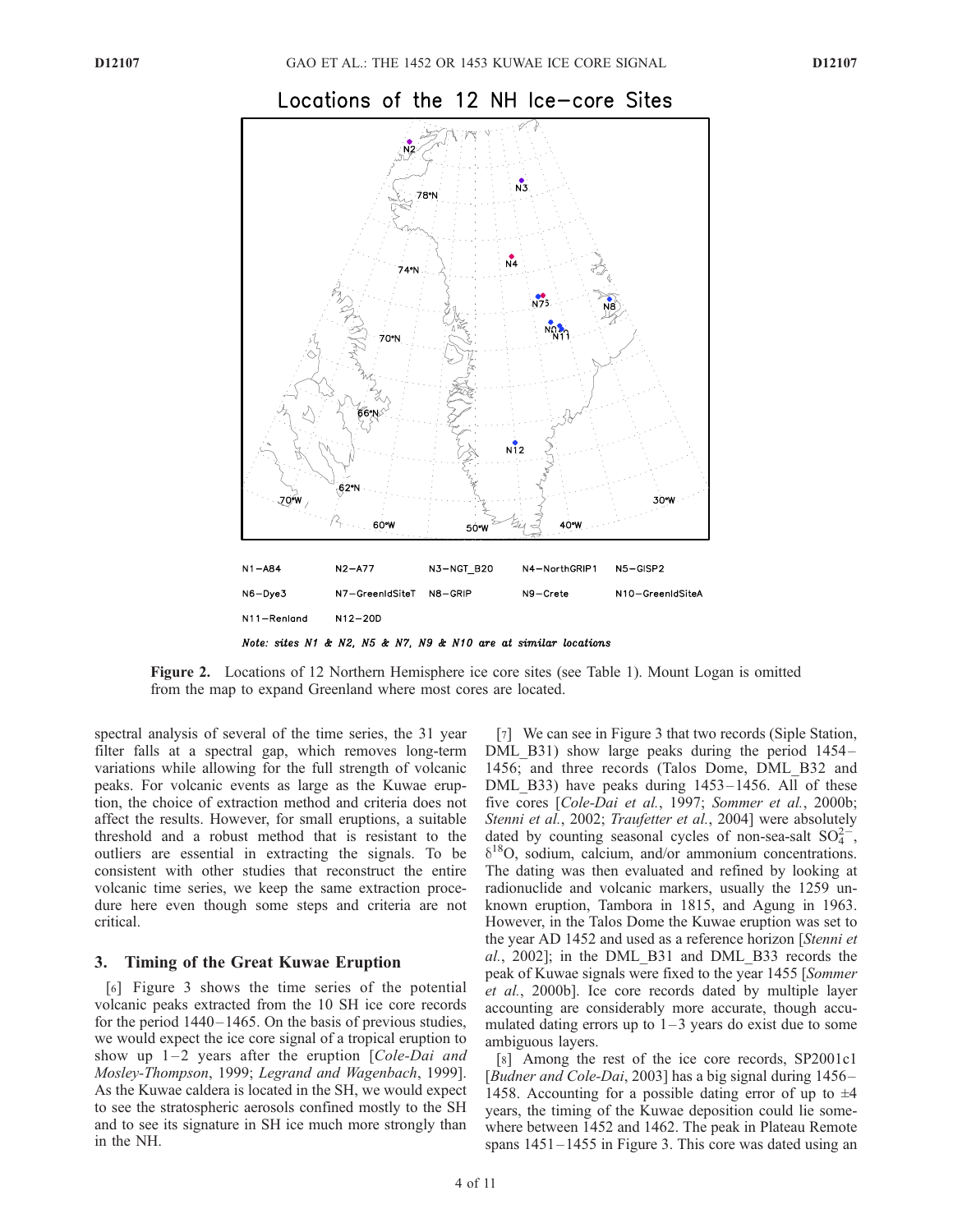Figure 2. Locations of 12 Northern Hemisphere ice core sites (see Table 1). Mount Logan is omitted from the map to expand Greenland where most cores are located.

spectral analysis of several of the time series, the 31 year filter falls at a spectral gap, which removes long-term variations while allowing for the full strength of volcanic peaks. For volcanic events as large as the Kuwae eruption, the choice of extraction method and criteria does not affect the results. However, for small eruptions, a suitable threshold and a robust method that is resistant to the outliers are essential in extracting the signals. To be consistent with other studies that reconstruct the entire volcanic time series, we keep the same extraction procedure here even though some steps and criteria are not critical.

## 3. Timing of the Great Kuwae Eruption

[6] Figure 3 shows the time series of the potential volcanic peaks extracted from the 10 SH ice core records for the period 1440–1465. On the basis of previous studies, we would expect the ice core signal of a tropical eruption to show up 1–2 years after the eruption [*Cole-Dai and Mosley-Thompson*, 1999; *Legrand and Wagenbach*, 1999]. As the Kuwae caldera is located in the SH, we would expect to see the stratospheric aerosols confined mostly to the SH and to see its signature in SH ice much more strongly than in the NH.

[7] We can see in Figure 3 that two records (Siple Station, DML_B31) show large peaks during the period 1454–1456; and three records (Talos Dome, DML_B32 and DML_B33) have peaks during 1453–1456. All of these five cores [*Cole-Dai et al.*, 1997; *Sommer et al.*, 2000b; *Stenni et al.*, 2002; *Traufetter et al.*, 2004] were absolutely dated by counting seasonal cycles of non-sea-salt $SO_4^{2-}$, $\delta^{18}O$, sodium, calcium, and/or ammonium concentrations. The dating was then evaluated and refined by looking at radionuclide and volcanic markers, usually the 1259 unknown eruption, Tambora in 1815, and Agung in 1963. However, in the Talos Dome the Kuwae eruption was set to the year AD 1452 and used as a reference horizon [*Stenni et al.*, 2002]; in the DML_B31 and DML_B33 records the peak of Kuwae signals were fixed to the year 1455 [*Sommer et al.*, 2000b]. Ice core records dated by multiple layer accounting are considerably more accurate, though accumulated dating errors up to 1–3 years do exist due to some ambiguous layers.

[8] Among the rest of the ice core records, SP2001c1 [*Budner and Cole-Dai*, 2003] has a big signal during 1456–1458. Accounting for a possible dating error of up to ±4 years, the timing of the Kuwae deposition could lie somewhere between 1452 and 1462. The peak in Plateau Remote spans 1451–1455 in Figure 3. This core was dated using an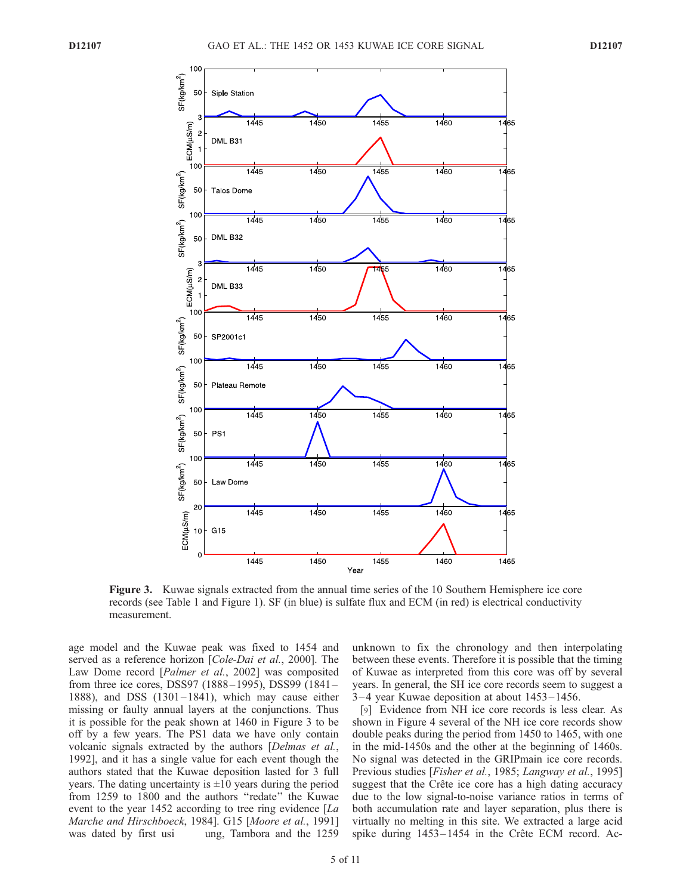**Figure 3.** Kuwae signals extracted from the annual time series of the 10 Southern Hemisphere ice core records (see Table 1 and Figure 1). SF (in blue) is sulfate flux and ECM (in red) is electrical conductivity measurement.

age model and the Kuwae peak was fixed to 1454 and served as a reference horizon [*Cole-Dai et al.*, 2000]. The Law Dome record [*Palmer et al.*, 2002] was composited from three ice cores, DSS97 (1888–1995), DSS99 (1841–1888), and DSS (1301–1841), which may cause either missing or faulty annual layers at the conjunctions. Thus it is possible for the peak shown at 1460 in Figure 3 to be off by a few years. The PS1 data we have only contain volcanic signals extracted by the authors [*Delmas et al.*, 1992], and it has a single value for each event though the authors stated that the Kuwae deposition lasted for 3 full years. The dating uncertainty is ±10 years during the period from 1259 to 1800 and the authors "redate" the Kuwae event to the year 1452 according to tree ring evidence [*La Marche and Hirschboeck*, 1984]. G15 [*Moore et al.*, 1991] was dated by first usi ung, Tambora and the 1259 unknown to fix the chronology and then interpolating between these events. Therefore it is possible that the timing of Kuwae as interpreted from this core was off by several years. In general, the SH ice core records seem to suggest a 3–4 year Kuwae deposition at about 1453–1456.

[9] Evidence from NH ice core records is less clear. As shown in Figure 4 several of the NH ice core records show double peaks during the period from 1450 to 1465, with one in the mid-1450s and the other at the beginning of 1460s. No signal was detected in the GRIPmain ice core records. Previous studies [*Fisher et al.*, 1985; *Langway et al.*, 1995] suggest that the Crête ice core has a high dating accuracy due to the low signal-to-noise variance ratios in terms of both accumulation rate and layer separation, plus there is virtually no melting in this site. We extracted a large acid spike during 1453–1454 in the Crête ECM record. Ac-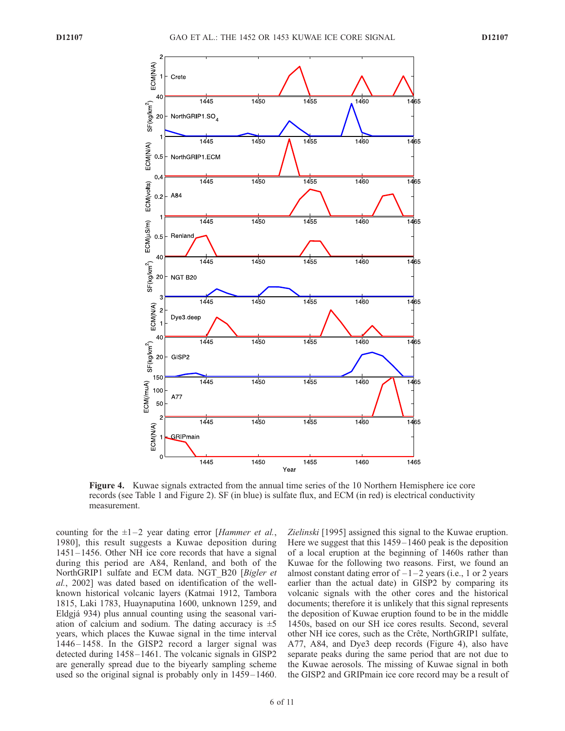**Figure 4.** Kuwae signals extracted from the annual time series of the 10 Northern Hemisphere ice core records (see Table 1 and Figure 2). SF (in blue) is sulfate flux, and ECM (in red) is electrical conductivity measurement.

counting for the ±1–2 year dating error [*Hammer et al.*, 1980], this result suggests a Kuwae deposition during 1451–1456. Other NH ice core records that have a signal during this period are A84, Renland, and both of the NorthGRIP1 sulfate and ECM data. NGT_B20 [*Bigler et al.*, 2002] was dated based on identification of the well-known historical volcanic layers (Katmai 1912, Tambora 1815, Laki 1783, Huaynaputina 1600, unknown 1259, and Eldgjá 934) plus annual counting using the seasonal variation of calcium and sodium. The dating accuracy is ±5 years, which places the Kuwae signal in the time interval 1446–1458. In the GISP2 record a larger signal was detected during 1458–1461. The volcanic signals in GISP2 are generally spread due to the biyearly sampling scheme used so the original signal is probably only in 1459–1460. *Zielinski* [1995] assigned this signal to the Kuwae eruption. Here we suggest that this 1459–1460 peak is the deposition of a local eruption at the beginning of 1460s rather than Kuwae for the following two reasons. First, we found an almost constant dating error of –1–2 years (i.e., 1 or 2 years earlier than the actual date) in GISP2 by comparing its volcanic signals with the other cores and the historical documents; therefore it is unlikely that this signal represents the deposition of Kuwae eruption found to be in the middle 1450s, based on our SH ice cores results. Second, several other NH ice cores, such as the Crête, NorthGRIP1 sulfate, A77, A84, and Dye3 deep records (Figure 4), also have separate peaks during the same period that are not due to the Kuwae aerosols. The missing of Kuwae signal in both the GISP2 and GRIPmain ice core record may be a result of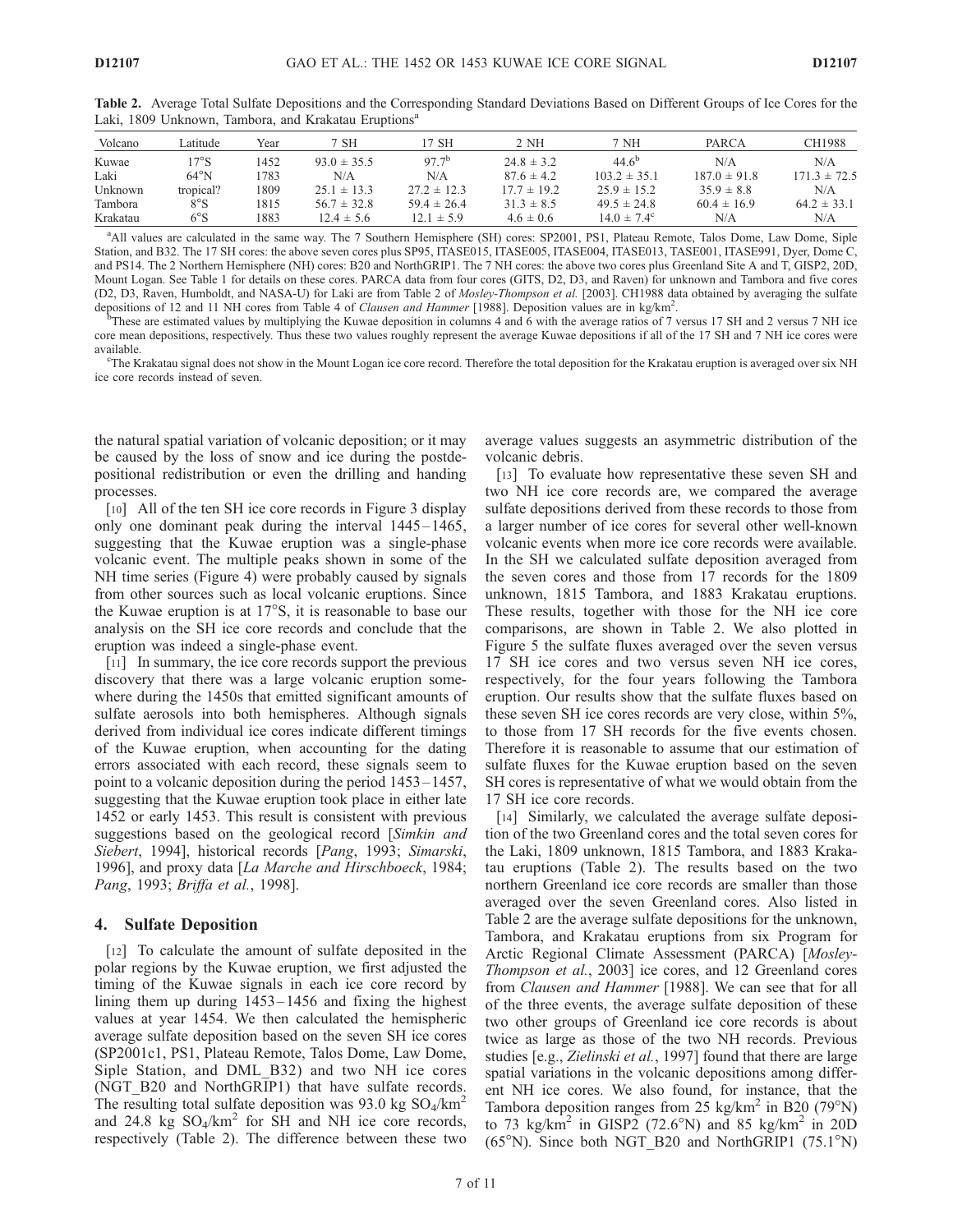**Table 2.** Average Total Sulfate Depositions and the Corresponding Standard Deviations Based on Different Groups of Ice Cores for the Laki, 1809 Unknown, Tambora, and Krakatau Eruptions[a]

| Volcano | Latitude | Year | 7 SH | 17 SH | 2 NH | 7 NH | PARCA | CH1988 |
|---|---|---|---|---|---|---|---|---|
| Kuwae | 17°S | 1452 | 93.0 ± 35.5 | 97.7[b] | 24.8 ± 3.2 | 44.6[b] | N/A | N/A |
| Laki | 64°N | 1783 | N/A | N/A | 87.6 ± 4.2 | 103.2 ± 35.1 | 187.0 ± 91.8 | 171.3 ± 72.5 |
| Unknown | tropical? | 1809 | 25.1 ± 13.3 | 27.2 ± 12.3 | 17.7 ± 19.2 | 25.9 ± 15.2 | 35.9 ± 8.8 | N/A |
| Tambora | 8°S | 1815 | 56.7 ± 32.8 | 59.4 ± 26.4 | 31.3 ± 8.5 | 49.5 ± 24.8 | 60.4 ± 16.9 | 64.2 ± 33.1 |
| Krakatau | 6°S | 1883 | 12.4 ± 5.6 | 12.1 ± 5.9 | 4.6 ± 0.6 | 14.0 ± 7.4[c] | N/A | N/A |

[a]All values are calculated in the same way. The 7 Southern Hemisphere (SH) cores: SP2001, PS1, Plateau Remote, Talos Dome, Law Dome, Siple Station, and B32. The 17 SH cores: the above seven cores plus SP95, ITASE015, ITASE005, ITASE004, ITASE013, TASE001, ITASE991, Dyer, Dome C, and PS14. The 2 Northern Hemisphere (NH) cores: B20 and NorthGRIP1. The 7 NH cores: the above two cores plus Greenland Site A and T, GISP2, 20D, Mount Logan. See Table 1 for details on these cores. PARCA data from four cores (GITS, D2, D3, and Raven) for unknown and Tambora and five cores (D2, D3, Raven, Humboldt, and NASA-U) for Laki are from Table 2 of *Mosley-Thompson et al.* [2003]. CH1988 data obtained by averaging the sulfate depositions of 12 and 11 NH cores from Table 4 of *Clausen and Hammer* [1988]. Deposition values are in kg/km$^2$.

[b]These are estimated values by multiplying the Kuwae deposition in columns 4 and 6 with the average ratios of 7 versus 17 SH and 2 versus 7 NH ice core mean depositions, respectively. Thus these two values roughly represent the average Kuwae depositions if all of the 17 SH and 7 NH ice cores were available.

[c]The Krakatau signal does not show in the Mount Logan ice core record. Therefore the total deposition for the Krakatau eruption is averaged over six NH ice core records instead of seven.

the natural spatial variation of volcanic deposition; or it may be caused by the loss of snow and ice during the postdepositional redistribution or even the drilling and handing processes.

[10] All of the ten SH ice core records in Figure 3 display only one dominant peak during the interval 1445–1465, suggesting that the Kuwae eruption was a single-phase volcanic event. The multiple peaks shown in some of the NH time series (Figure 4) were probably caused by signals from other sources such as local volcanic eruptions. Since the Kuwae eruption is at 17°S, it is reasonable to base our analysis on the SH ice core records and conclude that the eruption was indeed a single-phase event.

[11] In summary, the ice core records support the previous discovery that there was a large volcanic eruption somewhere during the 1450s that emitted significant amounts of sulfate aerosols into both hemispheres. Although signals derived from individual ice cores indicate different timings of the Kuwae eruption, when accounting for the dating errors associated with each record, these signals seem to point to a volcanic deposition during the period 1453–1457, suggesting that the Kuwae eruption took place in either late 1452 or early 1453. This result is consistent with previous suggestions based on the geological record [*Simkin and Siebert*, 1994], historical records [*Pang*, 1993; *Simarski*, 1996], and proxy data [*La Marche and Hirschboeck*, 1984; *Pang*, 1993; *Briffa et al.*, 1998].

## 4. Sulfate Deposition

[12] To calculate the amount of sulfate deposited in the polar regions by the Kuwae eruption, we first adjusted the timing of the Kuwae signals in each ice core record by lining them up during 1453–1456 and fixing the highest values at year 1454. We then calculated the hemispheric average sulfate deposition based on the seven SH ice cores (SP2001c1, PS1, Plateau Remote, Talos Dome, Law Dome, Siple Station, and DML_B32) and two NH ice cores (NGT_B20 and NorthGRIP1) that have sulfate records. The resulting total sulfate deposition was 93.0 kg $SO_4$/km$^2$ and 24.8 kg $SO_4$/km$^2$ for SH and NH ice core records, respectively (Table 2). The difference between these two average values suggests an asymmetric distribution of the volcanic debris.

[13] To evaluate how representative these seven SH and two NH ice core records are, we compared the average sulfate depositions derived from these records to those from a larger number of ice cores for several other well-known volcanic events when more ice core records were available. In the SH we calculated sulfate deposition averaged from the seven cores and those from 17 records for the 1809 unknown, 1815 Tambora, and 1883 Krakatau eruptions. These results, together with those for the NH ice core comparisons, are shown in Table 2. We also plotted in Figure 5 the sulfate fluxes averaged over the seven versus 17 SH ice cores and two versus seven NH ice cores, respectively, for the four years following the Tambora eruption. Our results show that the sulfate fluxes based on these seven SH ice cores records are very close, within 5%, to those from 17 SH records for the five events chosen. Therefore it is reasonable to assume that our estimation of sulfate fluxes for the Kuwae eruption based on the seven SH cores is representative of what we would obtain from the 17 SH ice core records.

[14] Similarly, we calculated the average sulfate deposition of the two Greenland cores and the total seven cores for the Laki, 1809 unknown, 1815 Tambora, and 1883 Krakatau eruptions (Table 2). The results based on the two northern Greenland ice core records are smaller than those averaged over the seven Greenland cores. Also listed in Table 2 are the average sulfate depositions for the unknown, Tambora, and Krakatau eruptions from six Program for Arctic Regional Climate Assessment (PARCA) [*Mosley-Thompson et al.*, 2003] ice cores, and 12 Greenland cores from *Clausen and Hammer* [1988]. We can see that for all of the three events, the average sulfate deposition of these two other groups of Greenland ice core records is about twice as large as those of the two NH records. Previous studies [e.g., *Zielinski et al.*, 1997] found that there are large spatial variations in the volcanic depositions among different NH ice cores. We also found, for instance, that the Tambora deposition ranges from 25 kg/km$^2$ in B20 (79°N) to 73 kg/km$^2$ in GISP2 (72.6°N) and 85 kg/km$^2$ in 20D (65°N). Since both NGT_B20 and NorthGRIP1 (75.1°N)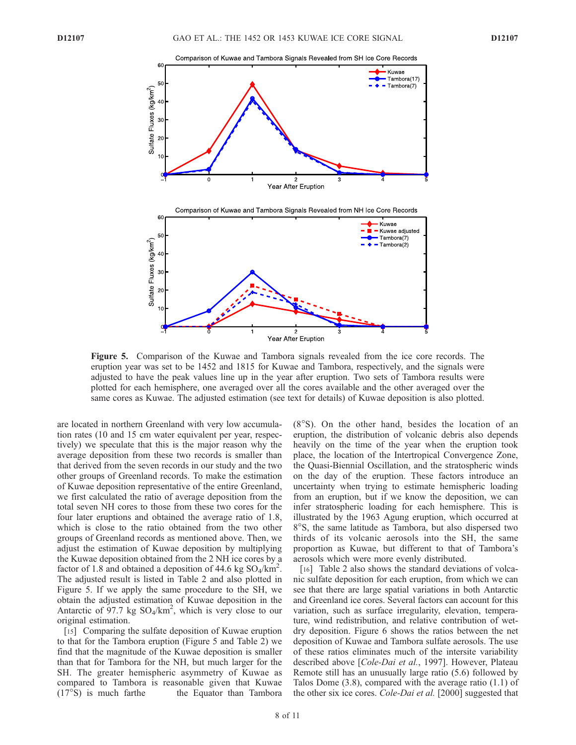**Figure 5.** Comparison of the Kuwae and Tambora signals revealed from the ice core records. The eruption year was set to be 1452 and 1815 for Kuwae and Tambora, respectively, and the signals were adjusted to have the peak values line up in the year after eruption. Two sets of Tambora results were plotted for each hemisphere, one averaged over all the cores available and the other averaged over the same cores as Kuwae. The adjusted estimation (see text for details) of Kuwae deposition is also plotted.

are located in northern Greenland with very low accumulation rates (10 and 15 cm water equivalent per year, respectively) we speculate that this is the major reason why the average deposition from these two records is smaller than that derived from the seven records in our study and the two other groups of Greenland records. To make the estimation of Kuwae deposition representative of the entire Greenland, we first calculated the ratio of average deposition from the total seven NH cores to those from these two cores for the four later eruptions and obtained the average ratio of 1.8, which is close to the ratio obtained from the two other groups of Greenland records as mentioned above. Then, we adjust the estimation of Kuwae deposition by multiplying the Kuwae deposition obtained from the 2 NH ice cores by a factor of 1.8 and obtained a deposition of 44.6 kg $SO_4/km^2$. The adjusted result is listed in Table 2 and also plotted in Figure 5. If we apply the same procedure to the SH, we obtain the adjusted estimation of Kuwae deposition in the Antarctic of 97.7 kg $SO_4/km^2$, which is very close to our original estimation.

[15] Comparing the sulfate deposition of Kuwae eruption to that for the Tambora eruption (Figure 5 and Table 2) we find that the magnitude of the Kuwae deposition is smaller than that for Tambora for the NH, but much larger for the SH. The greater hemispheric asymmetry of Kuwae as compared to Tambora is reasonable given that Kuwae (17°S) is much farthe the Equator than Tambora (8°S). On the other hand, besides the location of an eruption, the distribution of volcanic debris also depends heavily on the time of the year when the eruption took place, the location of the Intertropical Convergence Zone, the Quasi-Biennial Oscillation, and the stratospheric winds on the day of the eruption. These factors introduce an uncertainty when trying to estimate hemispheric loading from an eruption, but if we know the deposition, we can infer stratospheric loading for each hemisphere. This is illustrated by the 1963 Agung eruption, which occurred at 8°S, the same latitude as Tambora, but also dispersed two thirds of its volcanic aerosols into the SH, the same proportion as Kuwae, but different to that of Tambora's aerosols which were more evenly distributed.

[16] Table 2 also shows the standard deviations of volcanic sulfate deposition for each eruption, from which we can see that there are large spatial variations in both Antarctic and Greenland ice cores. Several factors can account for this variation, such as surface irregularity, elevation, temperature, wind redistribution, and relative contribution of wet-dry deposition. Figure 6 shows the ratios between the net deposition of Kuwae and Tambora sulfate aerosols. The use of these ratios eliminates much of the intersite variability described above [*Cole-Dai et al.*, 1997]. However, Plateau Remote still has an unusually large ratio (5.6) followed by Talos Dome (3.8), compared with the average ratio (1.1) of the other six ice cores. *Cole-Dai et al.* [2000] suggested that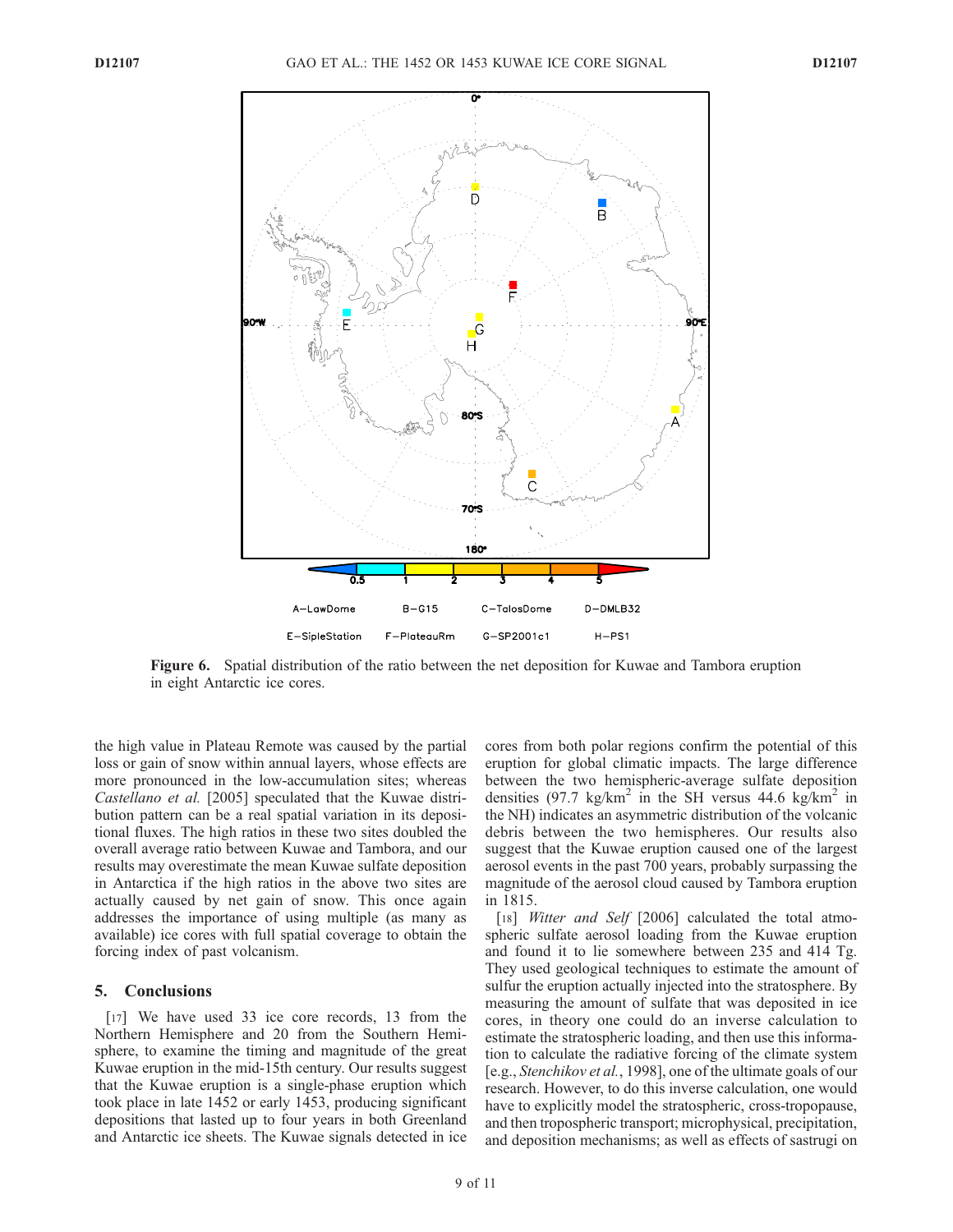Figure 6. Spatial distribution of the ratio between the net deposition for Kuwae and Tambora eruption in eight Antarctic ice cores.

the high value in Plateau Remote was caused by the partial loss or gain of snow within annual layers, whose effects are more pronounced in the low-accumulation sites; whereas *Castellano et al.* [2005] speculated that the Kuwae distribution pattern can be a real spatial variation in its depositional fluxes. The high ratios in these two sites doubled the overall average ratio between Kuwae and Tambora, and our results may overestimate the mean Kuwae sulfate deposition in Antarctica if the high ratios in the above two sites are actually caused by net gain of snow. This once again addresses the importance of using multiple (as many as available) ice cores with full spatial coverage to obtain the forcing index of past volcanism.

## 5. Conclusions

[17] We have used 33 ice core records, 13 from the Northern Hemisphere and 20 from the Southern Hemisphere, to examine the timing and magnitude of the great Kuwae eruption in the mid-15th century. Our results suggest that the Kuwae eruption is a single-phase eruption which took place in late 1452 or early 1453, producing significant depositions that lasted up to four years in both Greenland and Antarctic ice sheets. The Kuwae signals detected in ice cores from both polar regions confirm the potential of this eruption for global climatic impacts. The large difference between the two hemispheric-average sulfate deposition densities (97.7 $kg/km^2$ in the SH versus 44.6 $kg/km^2$ in the NH) indicates an asymmetric distribution of the volcanic debris between the two hemispheres. Our results also suggest that the Kuwae eruption caused one of the largest aerosol events in the past 700 years, probably surpassing the magnitude of the aerosol cloud caused by Tambora eruption in 1815.

[18] *Witter and Self* [2006] calculated the total atmospheric sulfate aerosol loading from the Kuwae eruption and found it to lie somewhere between 235 and 414 Tg. They used geological techniques to estimate the amount of sulfur the eruption actually injected into the stratosphere. By measuring the amount of sulfate that was deposited in ice cores, in theory one could do an inverse calculation to estimate the stratospheric loading, and then use this information to calculate the radiative forcing of the climate system [e.g., *Stenchikov et al.*, 1998], one of the ultimate goals of our research. However, to do this inverse calculation, one would have to explicitly model the stratospheric, cross-tropopause, and then tropospheric transport; microphysical, precipitation, and deposition mechanisms; as well as effects of sastrugi on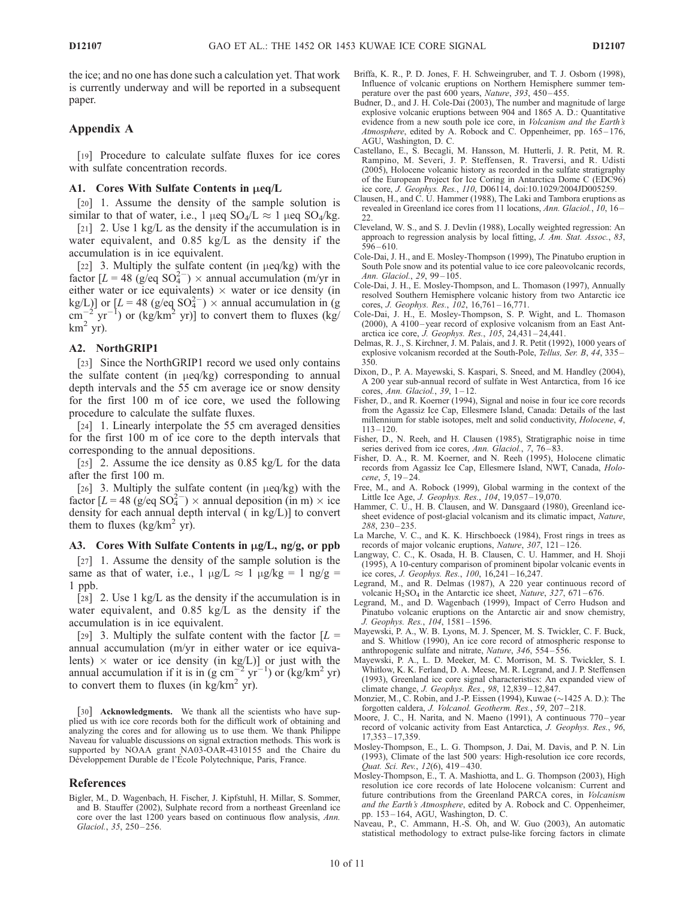the ice; and no one has done such a calculation yet. That work is currently underway and will be reported in a subsequent paper.

## Appendix A

[19] Procedure to calculate sulfate fluxes for ice cores with sulfate concentration records.

### A1. Cores With Sulfate Contents in μeq/L

[20] 1. Assume the density of the sample solution is similar to that of water, i.e., 1 μeq $SO_4$/L ≈ 1 μeq $SO_4$/kg.

[21] 2. Use 1 kg/L as the density if the accumulation is in water equivalent, and 0.85 kg/L as the density if the accumulation is in ice equivalent.

[22] 3. Multiply the sulfate content (in μeq/kg) with the factor [$L$ = 48 (g/eq $SO_4^{2-}$) × annual accumulation (m/yr in either water or ice equivalents) × water or ice density (in kg/L)] or [$L$ = 48 (g/eq $SO_4^{2-}$) × annual accumulation in (g $cm^{-2}$ $yr^{-1}$) or (kg/$km^2$ yr)] to convert them to fluxes (kg/$km^2$ yr).

### A2. NorthGRIP1

[23] Since the NorthGRIP1 record we used only contains the sulfate content (in μeq/kg) corresponding to annual depth intervals and the 55 cm average ice or snow density for the first 100 m of ice core, we used the following procedure to calculate the sulfate fluxes.

[24] 1. Linearly interpolate the 55 cm averaged densities for the first 100 m of ice core to the depth intervals that corresponding to the annual depositions.

[25] 2. Assume the ice density as 0.85 kg/L for the data after the first 100 m.

[26] 3. Multiply the sulfate content (in μeq/kg) with the factor [$L$ = 48 (g/eq $SO_4^{2-}$) × annual deposition (in m) × ice density for each annual depth interval ( in kg/L)] to convert them to fluxes (kg/$km^2$ yr).

### A3. Cores With Sulfate Contents in μg/L, ng/g, or ppb

[27] 1. Assume the density of the sample solution is the same as that of water, i.e., 1 μg/L ≈ 1 μg/kg = 1 ng/g = 1 ppb.

[28] 2. Use 1 kg/L as the density if the accumulation is in water equivalent, and 0.85 kg/L as the density if the accumulation is in ice equivalent.

[29] 3. Multiply the sulfate content with the factor [$L$ = annual accumulation (m/yr in either water or ice equivalents) × water or ice density (in kg/L)] or just with the annual accumulation if it is in (g $cm^{-2}$ $yr^{-1}$) or (kg/$km^2$ yr) to convert them to fluxes (in kg/$km^2$ yr).

[30] **Acknowledgments.** We thank all the scientists who have supplied us with ice core records both for the difficult work of obtaining and analyzing the cores and for allowing us to use them. We thank Philippe Naveau for valuable discussions on signal extraction methods. This work is supported by NOAA grant NA03-OAR-4310155 and the Chaire du Développement Durable de l'École Polytechnique, Paris, France.

## References

Bigler, M., D. Wagenbach, H. Fischer, J. Kipfstuhl, H. Millar, S. Sommer, and B. Stauffer (2002), Sulphate record from a northeast Greenland ice core over the last 1200 years based on continuous flow analysis, *Ann. Glaciol.*, *35*, 250–256.

Briffa, K. R., P. D. Jones, F. H. Schweingruber, and T. J. Osborn (1998), Influence of volcanic eruptions on Northern Hemisphere summer temperature over the past 600 years, *Nature*, *393*, 450–455.

Budner, D., and J. H. Cole-Dai (2003), The number and magnitude of large explosive volcanic eruptions between 904 and 1865 A. D.: Quantitative evidence from a new south pole ice core, in *Volcanism and the Earth's Atmosphere*, edited by A. Robock and C. Oppenheimer, pp. 165–176, AGU, Washington, D. C.

Castellano, E., S. Becagli, M. Hansson, M. Hutterli, J. R. Petit, M. R. Rampino, M. Severi, J. P. Steffensen, R. Traversi, and R. Udisti (2005), Holocene volcanic history as recorded in the sulfate stratigraphy of the European Project for Ice Coring in Antarctica Dome C (EDC96) ice core, *J. Geophys. Res.*, *110*, D06114, doi:10.1029/2004JD005259.

Clausen, H., and C. U. Hammer (1988), The Laki and Tambora eruptions as revealed in Greenland ice cores from 11 locations, *Ann. Glaciol.*, *10*, 16–22.

Cleveland, W. S., and S. J. Devlin (1988), Locally weighted regression: An approach to regression analysis by local fitting, *J. Am. Stat. Assoc.*, *83*, 596–610.

Cole-Dai, J. H., and E. Mosley-Thompson (1999), The Pinatubo eruption in South Pole snow and its potential value to ice core paleovolcanic records, *Ann. Glaciol.*, *29*, 99–105.

Cole-Dai, J. H., E. Mosley-Thompson, and L. Thomason (1997), Annually resolved Southern Hemisphere volcanic history from two Antarctic ice cores, *J. Geophys. Res.*, *102*, 16,761–16,771.

Cole-Dai, J. H., E. Mosley-Thompson, S. P. Wight, and L. Thomason (2000), A 4100–year record of explosive volcanism from an East Antarctica ice core, *J. Geophys. Res.*, *105*, 24,431–24,441.

Delmas, R. J., S. Kirchner, J. M. Palais, and J. R. Petit (1992), 1000 years of explosive volcanism recorded at the South-Pole, *Tellus, Ser. B*, *44*, 335–350.

Dixon, D., P. A. Mayewski, S. Kaspari, S. Sneed, and M. Handley (2004), A 200 year sub-annual record of sulfate in West Antarctica, from 16 ice cores, *Ann. Glaciol.*, *39*, 1–12.

Fisher, D., and R. Koerner (1994), Signal and noise in four ice core records from the Agassiz Ice Cap, Ellesmere Island, Canada: Details of the last millennium for stable isotopes, melt and solid conductivity, *Holocene*, *4*, 113–120.

Fisher, D., N. Reeh, and H. Clausen (1985), Stratigraphic noise in time series derived from ice cores, *Ann. Glaciol.*, *7*, 76–83.

Fisher, D. A., R. M. Koerner, and N. Reeh (1995), Holocene climatic records from Agassiz Ice Cap, Ellesmere Island, NWT, Canada, *Holocene*, *5*, 19–24.

Free, M., and A. Robock (1999), Global warming in the context of the Little Ice Age, *J. Geophys. Res.*, *104*, 19,057–19,070.

Hammer, C. U., H. B. Clausen, and W. Dansgaard (1980), Greenland ice-sheet evidence of post-glacial volcanism and its climatic impact, *Nature*, *288*, 230–235.

La Marche, V. C., and K. K. Hirschboeck (1984), Frost rings in trees as records of major volcanic eruptions, *Nature*, *307*, 121–126.

Langway, C. C., K. Osada, H. B. Clausen, C. U. Hammer, and H. Shoji (1995), A 10-century comparison of prominent bipolar volcanic events in ice cores, *J. Geophys. Res.*, *100*, 16,241–16,247.

Legrand, M., and R. Delmas (1987), A 220 year continuous record of volcanic $H_2SO_4$ in the Antarctic ice sheet, *Nature*, *327*, 671–676.

Legrand, M., and D. Wagenbach (1999), Impact of Cerro Hudson and Pinatubo volcanic eruptions on the Antarctic air and snow chemistry, *J. Geophys. Res.*, *104*, 1581–1596.

Mayewski, P. A., W. B. Lyons, M. J. Spencer, M. S. Twickler, C. F. Buck, and S. Whitlow (1990), An ice core record of atmospheric response to anthropogenic sulfate and nitrate, *Nature*, *346*, 554–556.

Mayewski, P. A., L. D. Meeker, M. C. Morrison, M. S. Twickler, S. I. Whitlow, K. K. Ferland, D. A. Meese, M. R. Legrand, and J. P. Steffensen (1993), Greenland ice core signal characteristics: An expanded view of climate change, *J. Geophys. Res.*, *98*, 12,839–12,847.

Monzier, M., C. Robin, and J.-P. Eissen (1994), Kuwae (∼1425 A. D.): The forgotten caldera, *J. Volcanol. Geotherm. Res.*, *59*, 207–218.

Moore, J. C., H. Narita, and N. Maeno (1991), A continuous 770–year record of volcanic activity from East Antarctica, *J. Geophys. Res.*, *96*, 17,353–17,359.

Mosley-Thompson, E., L. G. Thompson, J. Dai, M. Davis, and P. N. Lin (1993), Climate of the last 500 years: High-resolution ice core records, *Quat. Sci. Rev.*, *12*(6), 419–430.

Mosley-Thompson, E., T. A. Mashiotta, and L. G. Thompson (2003), High resolution ice core records of late Holocene volcanism: Current and future contributions from the Greenland PARCA cores, in *Volcanism and the Earth's Atmosphere*, edited by A. Robock and C. Oppenheimer, pp. 153–164, AGU, Washington, D. C.

Naveau, P., C. Ammann, H.-S. Oh, and W. Guo (2003), An automatic statistical methodology to extract pulse-like forcing factors in climate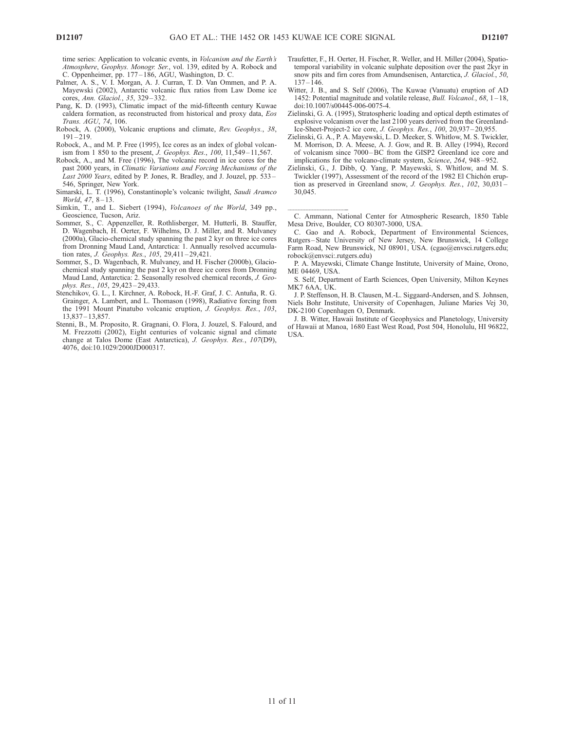time series: Application to volcanic events, in *Volcanism and the Earth's Atmosphere*, *Geophys. Monogr. Ser.*, vol. 139, edited by A. Robock and C. Oppenheimer, pp. 177–186, AGU, Washington, D. C.

Palmer, A. S., V. I. Morgan, A. J. Curran, T. D. Van Ommen, and P. A. Mayewski (2002), Antarctic volcanic flux ratios from Law Dome ice cores, *Ann. Glaciol.*, *35*, 329–332.

Pang, K. D. (1993), Climatic impact of the mid-fifteenth century Kuwae caldera formation, as reconstructed from historical and proxy data, *Eos Trans. AGU*, *74*, 106.

Robock, A. (2000), Volcanic eruptions and climate, *Rev. Geophys.*, *38*, 191–219.

Robock, A., and M. P. Free (1995), Ice cores as an index of global volcanism from 1 850 to the present, *J. Geophys. Res.*, *100*, 11,549–11,567.

Robock, A., and M. Free (1996), The volcanic record in ice cores for the past 2000 years, in *Climatic Variations and Forcing Mechanisms of the Last 2000 Years*, edited by P. Jones, R. Bradley, and J. Jouzel, pp. 533–546, Springer, New York.

Simarski, L. T. (1996), Constantinople's volcanic twilight, *Saudi Aramco World*, *47*, 8–13.

Simkin, T., and L. Siebert (1994), *Volcanoes of the World*, 349 pp., Geoscience, Tucson, Ariz.

Sommer, S., C. Appenzeller, R. Rothlisberger, M. Hutterli, B. Stauffer, D. Wagenbach, H. Oerter, F. Wilhelms, D. J. Miller, and R. Mulvaney (2000a), Glacio-chemical study spanning the past 2 kyr on three ice cores from Dronning Maud Land, Antarctica: 1. Annually resolved accumulation rates, *J. Geophys. Res.*, *105*, 29,411–29,421.

Sommer, S., D. Wagenbach, R. Mulvaney, and H. Fischer (2000b), Glacio-chemical study spanning the past 2 kyr on three ice cores from Dronning Maud Land, Antarctica: 2. Seasonally resolved chemical records, *J. Geophys. Res.*, *105*, 29,423–29,433.

Stenchikov, G. L., I. Kirchner, A. Robock, H.-F. Graf, J. C. Antuña, R. G. Grainger, A. Lambert, and L. Thomason (1998), Radiative forcing from the 1991 Mount Pinatubo volcanic eruption, *J. Geophys. Res.*, *103*, 13,837–13,857.

Stenni, B., M. Proposito, R. Gragnani, O. Flora, J. Jouzel, S. Falourd, and M. Frezzotti (2002), Eight centuries of volcanic signal and climate change at Talos Dome (East Antarctica), *J. Geophys. Res.*, *107*(D9), 4076, doi:10.1029/2000JD000317.

Traufetter, F., H. Oerter, H. Fischer, R. Weller, and H. Miller (2004), Spatio-temporal variability in volcanic sulphate deposition over the past 2kyr in snow pits and firn cores from Amundsenisen, Antarctica, *J. Glaciol.*, *50*, 137–146.

Witter, J. B., and S. Self (2006), The Kuwae (Vanuatu) eruption of AD 1452: Potential magnitude and volatile release, *Bull. Volcanol.*, *68*, 1–18, doi:10.1007/s00445-006-0075-4.

Zielinski, G. A. (1995), Stratospheric loading and optical depth estimates of explosive volcanism over the last 2100 years derived from the Greenland-Ice-Sheet-Project-2 ice core, *J. Geophys. Res.*, *100*, 20,937–20,955.

Zielinski, G. A., P. A. Mayewski, L. D. Meeker, S. Whitlow, M. S. Twickler, M. Morrison, D. A. Meese, A. J. Gow, and R. B. Alley (1994), Record of volcanism since 7000–BC from the GISP2 Greenland ice core and implications for the volcano-climate system, *Science*, *264*, 948–952.

Zielinski, G., J. Dibb, Q. Yang, P. Mayewski, S. Whitlow, and M. S. Twickler (1997), Assessment of the record of the 1982 El Chichón eruption as preserved in Greenland snow, *J. Geophys. Res.*, *102*, 30,031–30,045.

---

C. Ammann, National Center for Atmospheric Research, 1850 Table Mesa Drive, Boulder, CO 80307-3000, USA.

C. Gao and A. Robock, Department of Environmental Sciences, Rutgers–State University of New Jersey, New Brunswick, 14 College Farm Road, New Brunswick, NJ 08901, USA. (cgao@envsci.rutgers.edu; robock@envsci:.rutgers.edu)

P. A. Mayewski, Climate Change Institute, University of Maine, Orono, ME 04469, USA.

S. Self, Department of Earth Sciences, Open University, Milton Keynes MK7 6AA, UK.

J. P. Steffenson, H. B. Clausen, M.-L. Siggaard-Andersen, and S. Johnsen, Niels Bohr Institute, University of Copenhagen, Juliane Maries Vej 30, DK-2100 Copenhagen O, Denmark.

J. B. Witter, Hawaii Institute of Geophysics and Planetology, University of Hawaii at Manoa, 1680 East West Road, Post 504, Honolulu, HI 96822, USA.